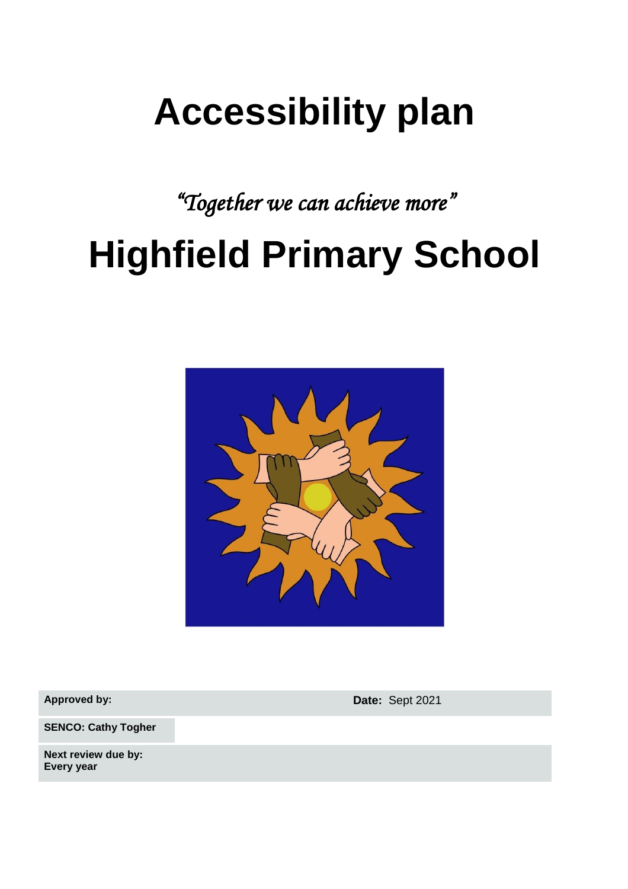# Accessibility plan

*"Together we can achieve more"*

# Highfield Primary School

| Approved by: | | Date: Sept 2021 |
|---|---|---|
| **SENCO: Cathy Togher** | | |
| **Next review due by: Every year** | | |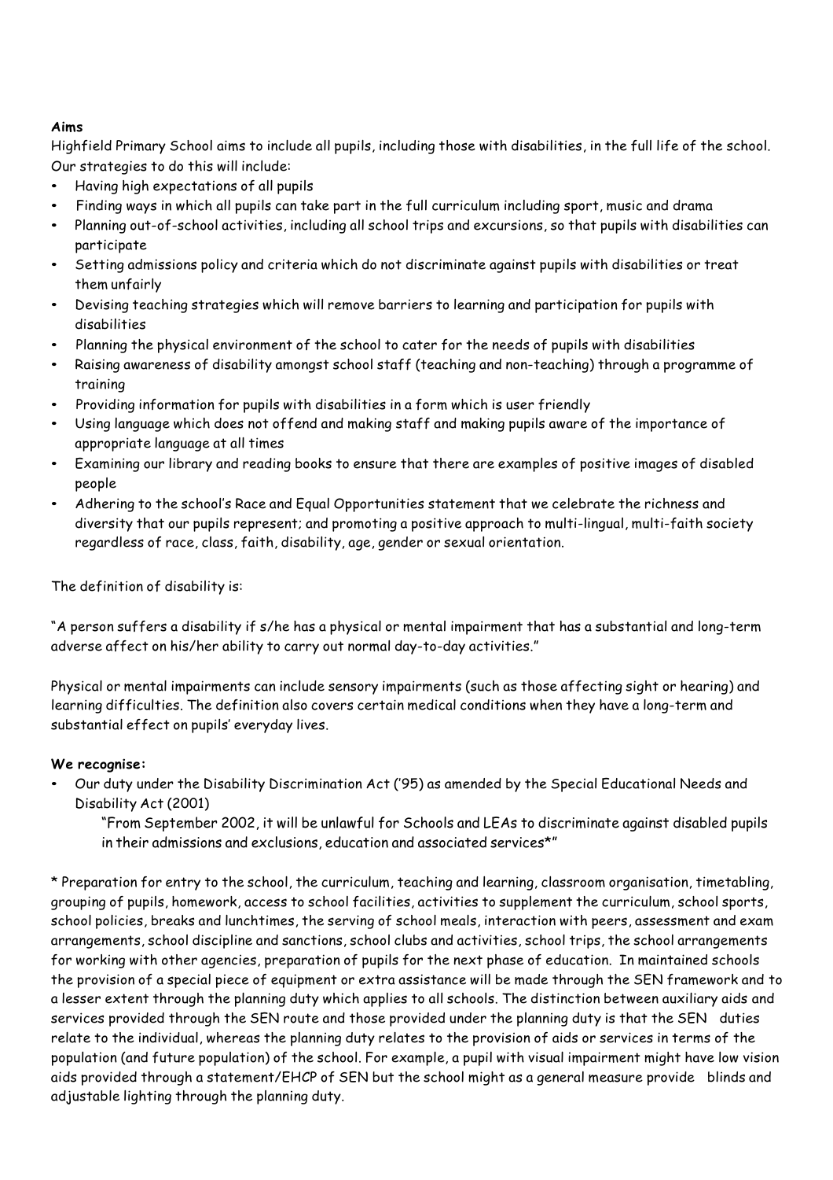**Aims**

Highfield Primary School aims to include all pupils, including those with disabilities, in the full life of the school. Our strategies to do this will include:

- Having high expectations of all pupils
- Finding ways in which all pupils can take part in the full curriculum including sport, music and drama
- Planning out-of-school activities, including all school trips and excursions, so that pupils with disabilities can participate
- Setting admissions policy and criteria which do not discriminate against pupils with disabilities or treat them unfairly
- Devising teaching strategies which will remove barriers to learning and participation for pupils with disabilities
- Planning the physical environment of the school to cater for the needs of pupils with disabilities
- Raising awareness of disability amongst school staff (teaching and non-teaching) through a programme of training
- Providing information for pupils with disabilities in a form which is user friendly
- Using language which does not offend and making staff and making pupils aware of the importance of appropriate language at all times
- Examining our library and reading books to ensure that there are examples of positive images of disabled people
- Adhering to the school's Race and Equal Opportunities statement that we celebrate the richness and diversity that our pupils represent; and promoting a positive approach to multi-lingual, multi-faith society regardless of race, class, faith, disability, age, gender or sexual orientation.

The definition of disability is:

"A person suffers a disability if s/he has a physical or mental impairment that has a substantial and long-term adverse affect on his/her ability to carry out normal day-to-day activities."

Physical or mental impairments can include sensory impairments (such as those affecting sight or hearing) and learning difficulties. The definition also covers certain medical conditions when they have a long-term and substantial effect on pupils' everyday lives.

**We recognise:**

- Our duty under the Disability Discrimination Act ('95) as amended by the Special Educational Needs and Disability Act (2001)

  "From September 2002, it will be unlawful for Schools and LEAs to discriminate against disabled pupils in their admissions and exclusions, education and associated services*"

* Preparation for entry to the school, the curriculum, teaching and learning, classroom organisation, timetabling, grouping of pupils, homework, access to school facilities, activities to supplement the curriculum, school sports, school policies, breaks and lunchtimes, the serving of school meals, interaction with peers, assessment and exam arrangements, school discipline and sanctions, school clubs and activities, school trips, the school arrangements for working with other agencies, preparation of pupils for the next phase of education. In maintained schools the provision of a special piece of equipment or extra assistance will be made through the SEN framework and to a lesser extent through the planning duty which applies to all schools. The distinction between auxiliary aids and services provided through the SEN route and those provided under the planning duty is that the SEN duties relate to the individual, whereas the planning duty relates to the provision of aids or services in terms of the population (and future population) of the school. For example, a pupil with visual impairment might have low vision aids provided through a statement/EHCP of SEN but the school might as a general measure provide blinds and adjustable lighting through the planning duty.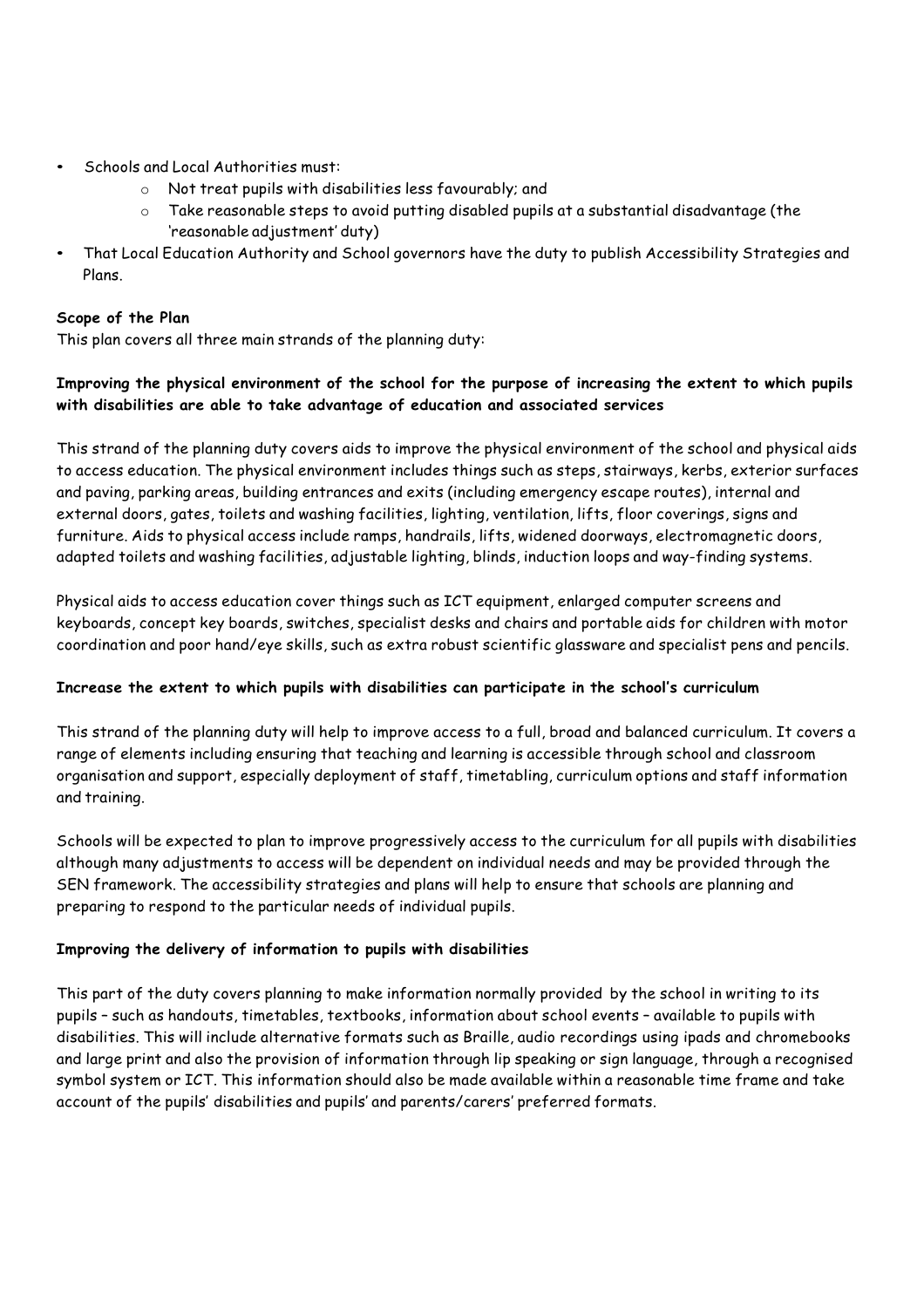- Schools and Local Authorities must:
    - Not treat pupils with disabilities less favourably; and
    - Take reasonable steps to avoid putting disabled pupils at a substantial disadvantage (the 'reasonable adjustment' duty)
- That Local Education Authority and School governors have the duty to publish Accessibility Strategies and Plans.

**Scope of the Plan**

This plan covers all three main strands of the planning duty:

**Improving the physical environment of the school for the purpose of increasing the extent to which pupils with disabilities are able to take advantage of education and associated services**

This strand of the planning duty covers aids to improve the physical environment of the school and physical aids to access education. The physical environment includes things such as steps, stairways, kerbs, exterior surfaces and paving, parking areas, building entrances and exits (including emergency escape routes), internal and external doors, gates, toilets and washing facilities, lighting, ventilation, lifts, floor coverings, signs and furniture. Aids to physical access include ramps, handrails, lifts, widened doorways, electromagnetic doors, adapted toilets and washing facilities, adjustable lighting, blinds, induction loops and way-finding systems.

Physical aids to access education cover things such as ICT equipment, enlarged computer screens and keyboards, concept key boards, switches, specialist desks and chairs and portable aids for children with motor coordination and poor hand/eye skills, such as extra robust scientific glassware and specialist pens and pencils.

**Increase the extent to which pupils with disabilities can participate in the school's curriculum**

This strand of the planning duty will help to improve access to a full, broad and balanced curriculum. It covers a range of elements including ensuring that teaching and learning is accessible through school and classroom organisation and support, especially deployment of staff, timetabling, curriculum options and staff information and training.

Schools will be expected to plan to improve progressively access to the curriculum for all pupils with disabilities although many adjustments to access will be dependent on individual needs and may be provided through the SEN framework. The accessibility strategies and plans will help to ensure that schools are planning and preparing to respond to the particular needs of individual pupils.

**Improving the delivery of information to pupils with disabilities**

This part of the duty covers planning to make information normally provided by the school in writing to its pupils – such as handouts, timetables, textbooks, information about school events – available to pupils with disabilities. This will include alternative formats such as Braille, audio recordings using ipads and chromebooks and large print and also the provision of information through lip speaking or sign language, through a recognised symbol system or ICT. This information should also be made available within a reasonable time frame and take account of the pupils' disabilities and pupils' and parents/carers' preferred formats.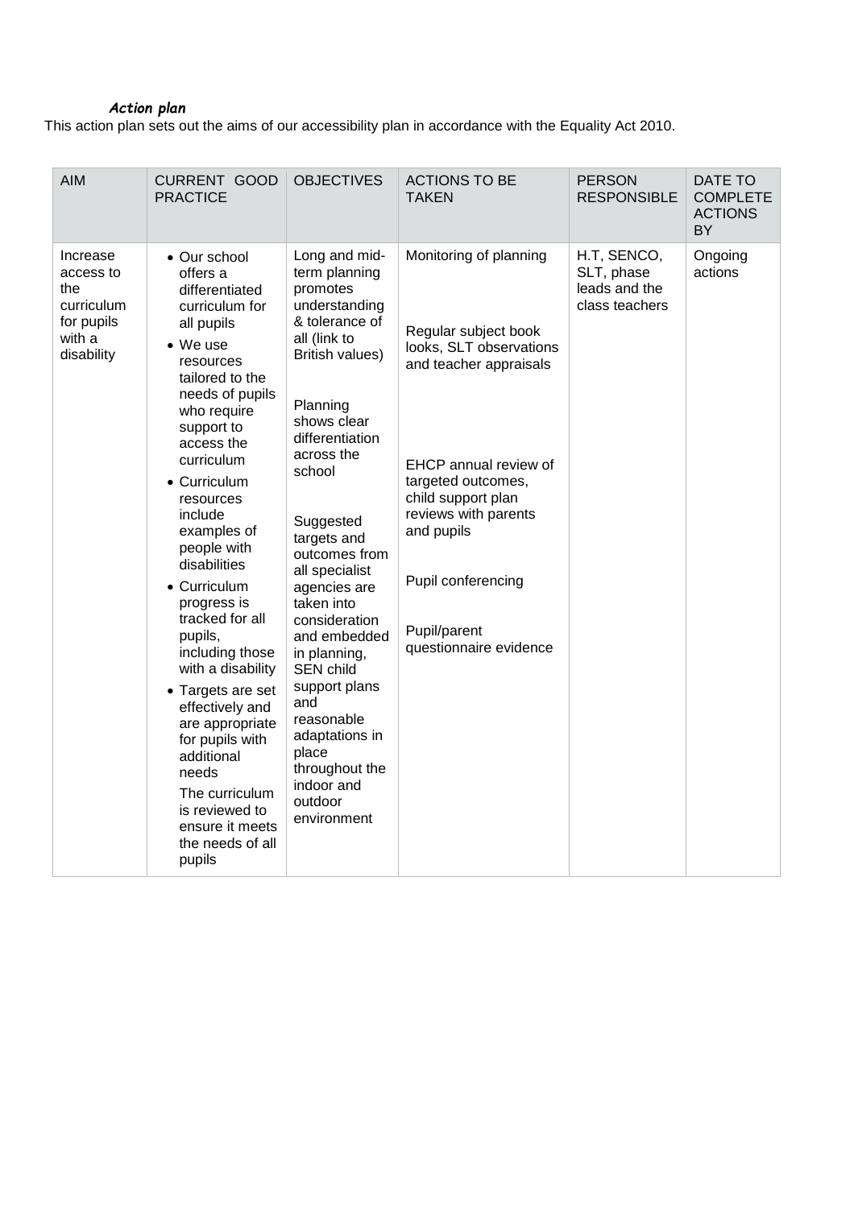***Action plan***

This action plan sets out the aims of our accessibility plan in accordance with the Equality Act 2010.

| AIM | CURRENT GOOD PRACTICE | OBJECTIVES | ACTIONS TO BE TAKEN | PERSON RESPONSIBLE | DATE TO COMPLETE ACTIONS BY |
|---|---|---|---|---|---|
| Increase access to the curriculum for pupils with a disability | • Our school offers a differentiated curriculum for all pupils<br>• We use resources tailored to the needs of pupils who require support to access the curriculum<br>• Curriculum resources include examples of people with disabilities<br>• Curriculum progress is tracked for all pupils, including those with a disability<br>• Targets are set effectively and are appropriate for pupils with additional needs<br>The curriculum is reviewed to ensure it meets the needs of all pupils | Long and mid-term planning promotes understanding & tolerance of all (link to British values)<br><br>Planning shows clear differentiation across the school<br><br>Suggested targets and outcomes from all specialist agencies are taken into consideration and embedded in planning, SEN child support plans and reasonable adaptations in place throughout the indoor and outdoor environment | Monitoring of planning<br><br>Regular subject book looks, SLT observations and teacher appraisals<br><br>EHCP annual review of targeted outcomes, child support plan reviews with parents and pupils<br><br>Pupil conferencing<br><br>Pupil/parent questionnaire evidence | H.T, SENCO, SLT, phase leads and the class teachers | Ongoing actions |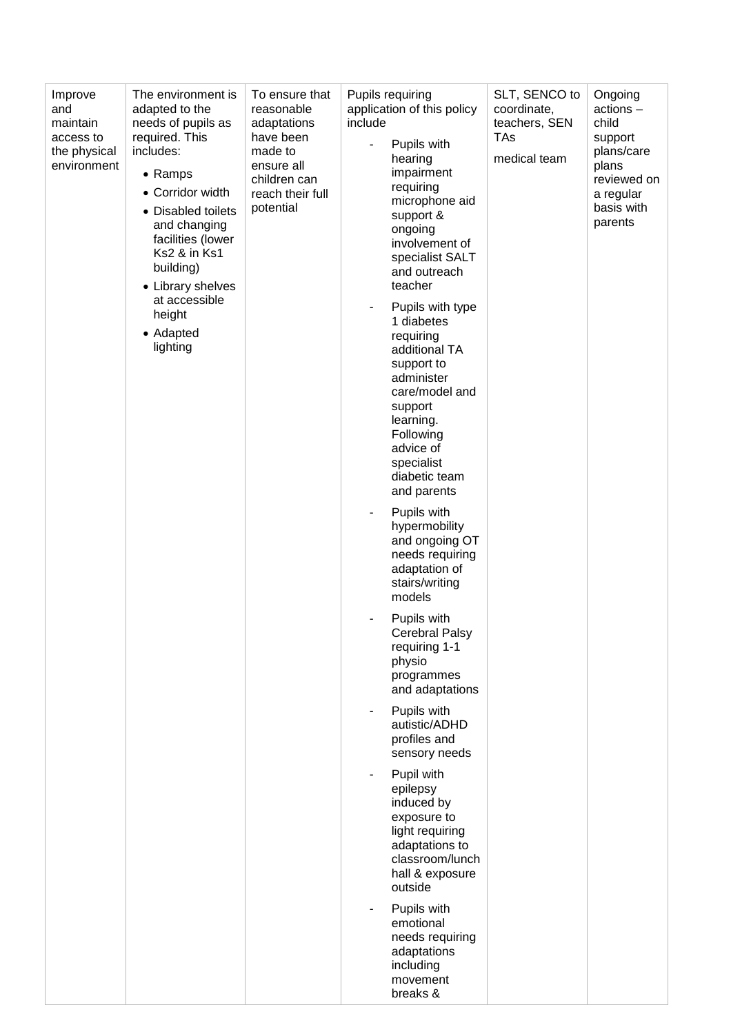| | | | | | |
|---|---|---|---|---|---|
| Improve and maintain access to the physical environment | The environment is adapted to the needs of pupils as required. This includes:<br>• Ramps<br>• Corridor width<br>• Disabled toilets and changing facilities (lower Ks2 & in Ks1 building)<br>• Library shelves at accessible height<br>• Adapted lighting | To ensure that reasonable adaptations have been made to ensure all children can reach their full potential | Pupils requiring application of this policy include<br>- Pupils with hearing impairment requiring microphone aid support & ongoing involvement of specialist SALT and outreach teacher<br>- Pupils with type 1 diabetes requiring additional TA support to administer care/model and support learning. Following advice of specialist diabetic team and parents<br>- Pupils with hypermobility and ongoing OT needs requiring adaptation of stairs/writing models<br>- Pupils with Cerebral Palsy requiring 1-1 physio programmes and adaptations<br>- Pupils with autistic/ADHD profiles and sensory needs<br>- Pupil with epilepsy induced by exposure to light requiring adaptations to classroom/lunch hall & exposure outside<br>- Pupils with emotional needs requiring adaptations including movement breaks & | SLT, SENCO to coordinate, teachers, SEN TAs<br><br>medical team | Ongoing actions – child support plans/care plans reviewed on a regular basis with parents |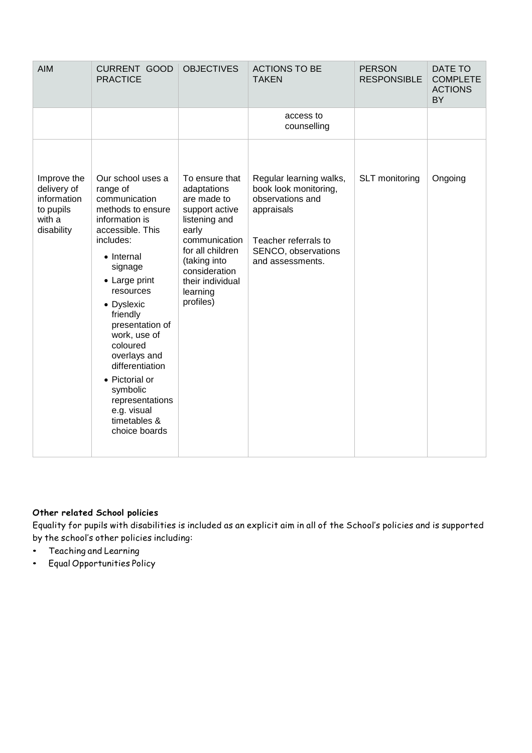| AIM | CURRENT GOOD PRACTICE | OBJECTIVES | ACTIONS TO BE TAKEN | PERSON RESPONSIBLE | DATE TO COMPLETE ACTIONS BY |
|---|---|---|---|---|---|
| | | | access to counselling | | |
| Improve the delivery of information to pupils with a disability | Our school uses a range of communication methods to ensure information is accessible. This includes:<br>• Internal signage<br>• Large print resources<br>• Dyslexic friendly presentation of work, use of coloured overlays and differentiation<br>• Pictorial or symbolic representations e.g. visual timetables & choice boards | To ensure that adaptations are made to support active listening and early communication for all children (taking into consideration their individual learning profiles) | Regular learning walks, book look monitoring, observations and appraisals<br><br>Teacher referrals to SENCO, observations and assessments. | SLT monitoring | Ongoing |

**Other related School policies**

Equality for pupils with disabilities is included as an explicit aim in all of the School's policies and is supported by the school's other policies including:

- Teaching and Learning
- Equal Opportunities Policy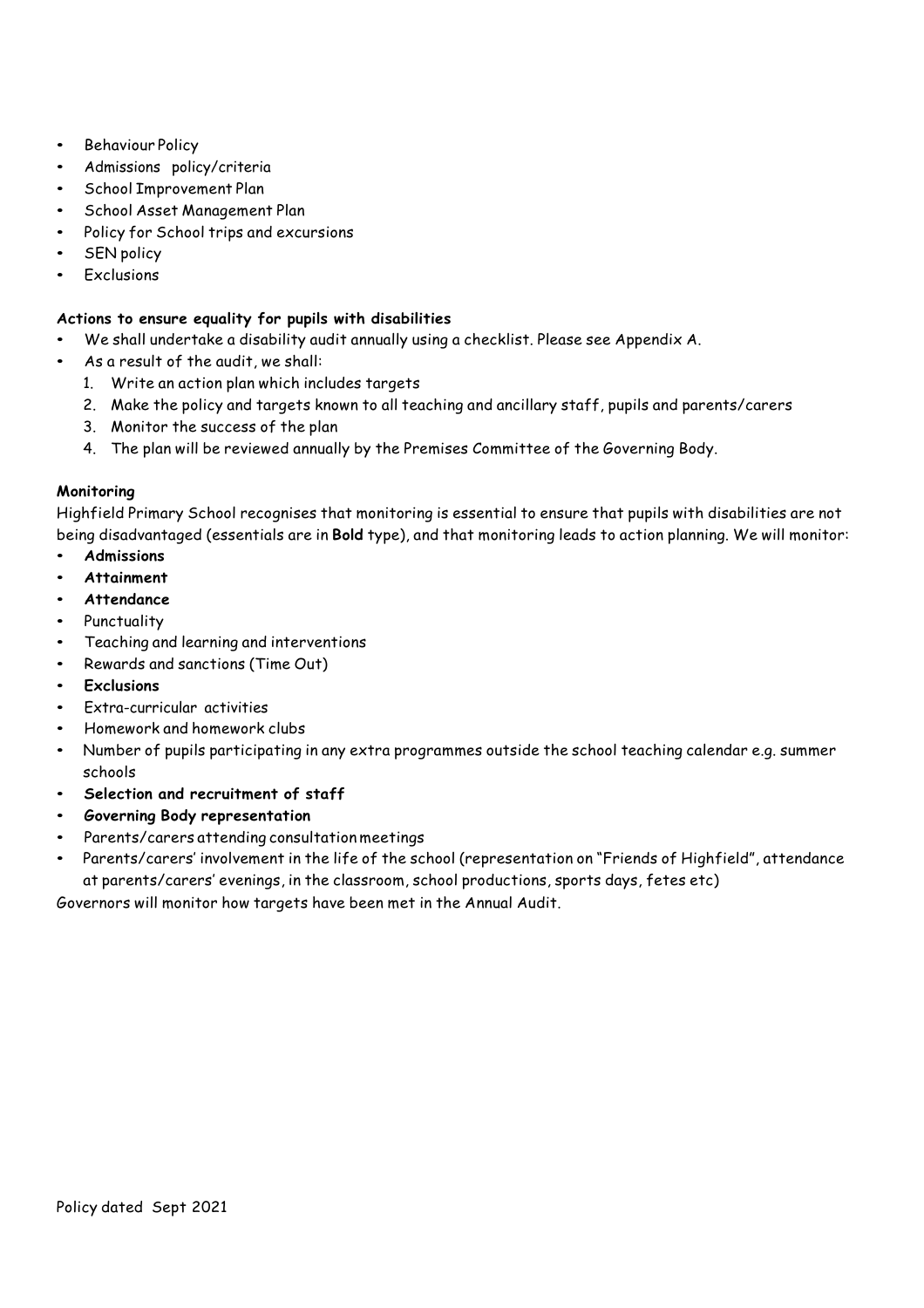- Behaviour Policy
- Admissions policy/criteria
- School Improvement Plan
- School Asset Management Plan
- Policy for School trips and excursions
- SEN policy
- Exclusions

**Actions to ensure equality for pupils with disabilities**

- We shall undertake a disability audit annually using a checklist. Please see Appendix A.
- As a result of the audit, we shall:
    1. Write an action plan which includes targets
    2. Make the policy and targets known to all teaching and ancillary staff, pupils and parents/carers
    3. Monitor the success of the plan
    4. The plan will be reviewed annually by the Premises Committee of the Governing Body.

**Monitoring**

Highfield Primary School recognises that monitoring is essential to ensure that pupils with disabilities are not being disadvantaged (essentials are in **Bold** type), and that monitoring leads to action planning. We will monitor:

- **Admissions**
- **Attainment**
- **Attendance**
- Punctuality
- Teaching and learning and interventions
- Rewards and sanctions (Time Out)
- **Exclusions**
- Extra-curricular activities
- Homework and homework clubs
- Number of pupils participating in any extra programmes outside the school teaching calendar e.g. summer schools
- **Selection and recruitment of staff**
- **Governing Body representation**
- Parents/carers attending consultation meetings
- Parents/carers' involvement in the life of the school (representation on "Friends of Highfield", attendance at parents/carers' evenings, in the classroom, school productions, sports days, fetes etc)

Governors will monitor how targets have been met in the Annual Audit.

Policy dated Sept 2021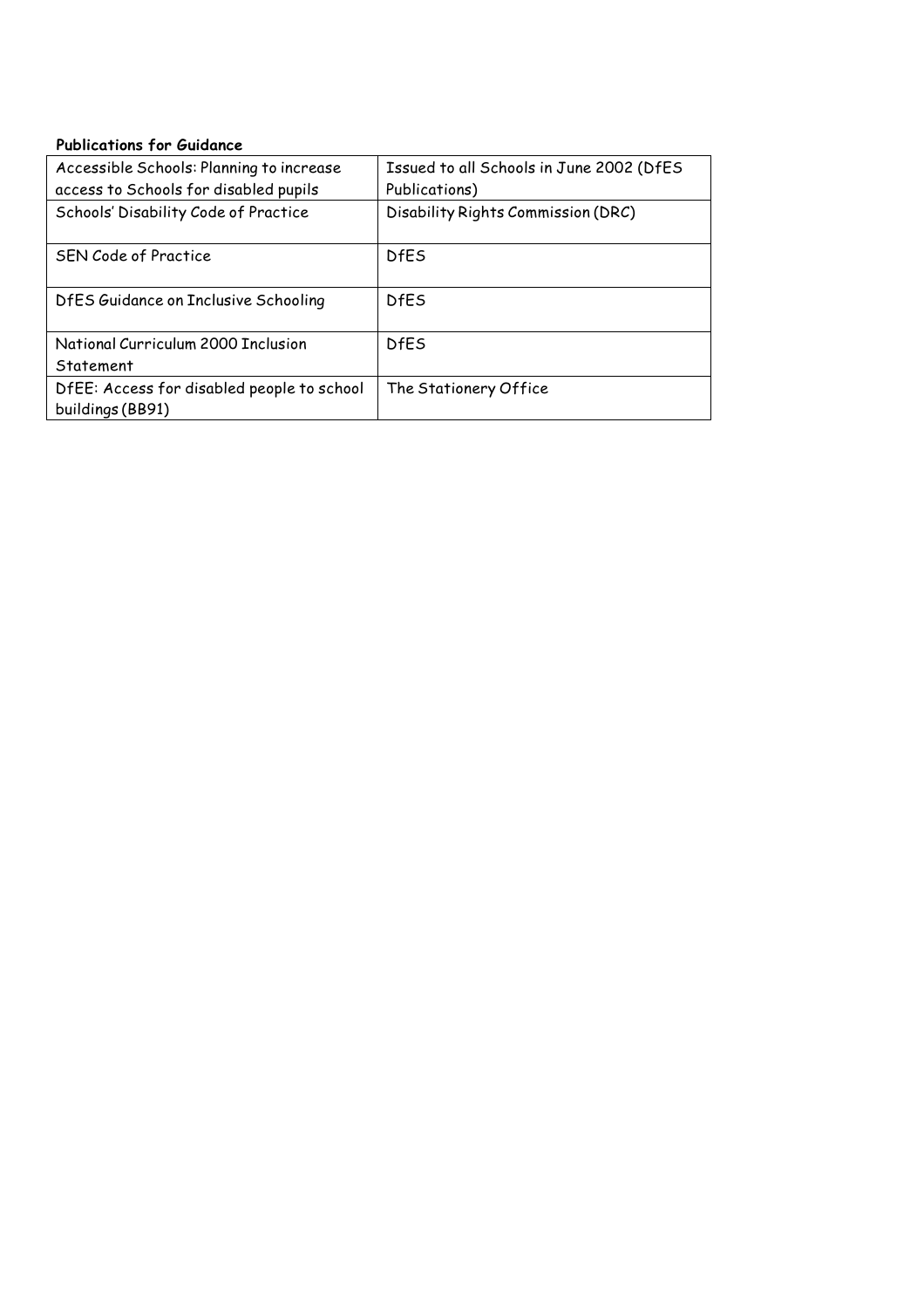**Publications for Guidance**

| | |
|---|---|
| Accessible Schools: Planning to increase access to Schools for disabled pupils | Issued to all Schools in June 2002 (DfES Publications) |
| Schools' Disability Code of Practice | Disability Rights Commission (DRC) |
| SEN Code of Practice | DfES |
| DfES Guidance on Inclusive Schooling | DfES |
| National Curriculum 2000 Inclusion Statement | DfES |
| DfEE: Access for disabled people to school buildings (BB91) | The Stationery Office |